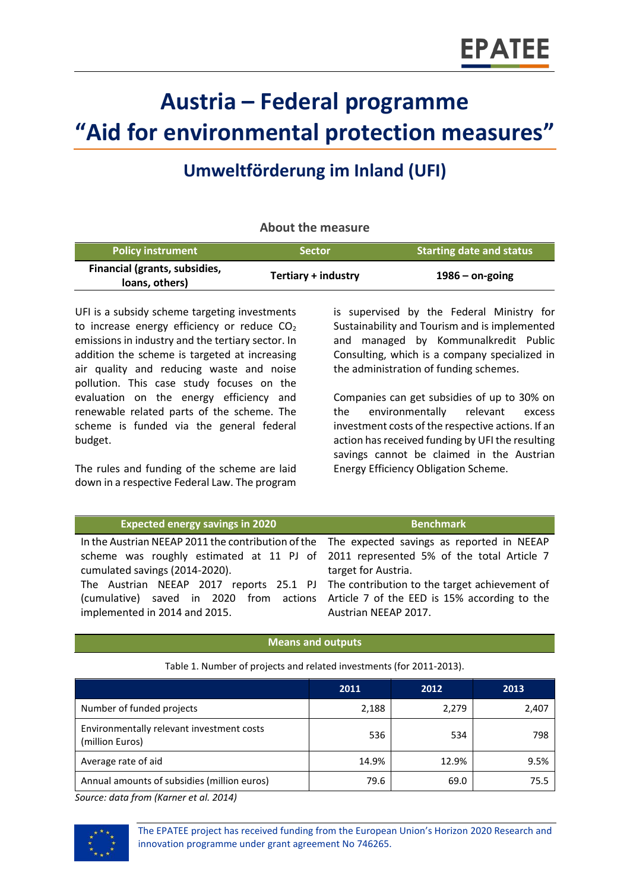# Austria – Federal programme "Aid for environmental protection measures"

## Umweltförderung im Inland (UFI)

### About the measure

| Policy instrument | Sector | Starting date and status |
|---|---|---|
| **Financial (grants, subsidies, loans, others)** | **Tertiary + industry** | **1986 – on-going** |

UFI is a subsidy scheme targeting investments to increase energy efficiency or reduce $CO_2$ emissions in industry and the tertiary sector. In addition the scheme is targeted at increasing air quality and reducing waste and noise pollution. This case study focuses on the evaluation on the energy efficiency and renewable related parts of the scheme. The scheme is funded via the general federal budget.

The rules and funding of the scheme are laid down in a respective Federal Law. The program is supervised by the Federal Ministry for Sustainability and Tourism and is implemented and managed by Kommunalkredit Public Consulting, which is a company specialized in the administration of funding schemes.

Companies can get subsidies of up to 30% on the environmentally relevant excess investment costs of the respective actions. If an action has received funding by UFI the resulting savings cannot be claimed in the Austrian Energy Efficiency Obligation Scheme.

| Expected energy savings in 2020 | Benchmark |
|---|---|
| In the Austrian NEEAP 2011 the contribution of the scheme was roughly estimated at 11 PJ of cumulated savings (2014-2020). | The expected savings as reported in NEEAP 2011 represented 5% of the total Article 7 target for Austria. |
| The Austrian NEEAP 2017 reports 25.1 PJ (cumulative) saved in 2020 from actions implemented in 2014 and 2015. | The contribution to the target achievement of Article 7 of the EED is 15% according to the Austrian NEEAP 2017. |

### Means and outputs

Table 1. Number of projects and related investments (for 2011-2013).

| | 2011 | 2012 | 2013 |
|---|---|---|---|
| Number of funded projects | 2,188 | 2,279 | 2,407 |
| Environmentally relevant investment costs (million Euros) | 536 | 534 | 798 |
| Average rate of aid | 14.9% | 12.9% | 9.5% |
| Annual amounts of subsidies (million euros) | 79.6 | 69.0 | 75.5 |

*Source: data from (Karner et al. 2014)*

The EPATEE project has received funding from the European Union's Horizon 2020 Research and innovation programme under grant agreement No 746265.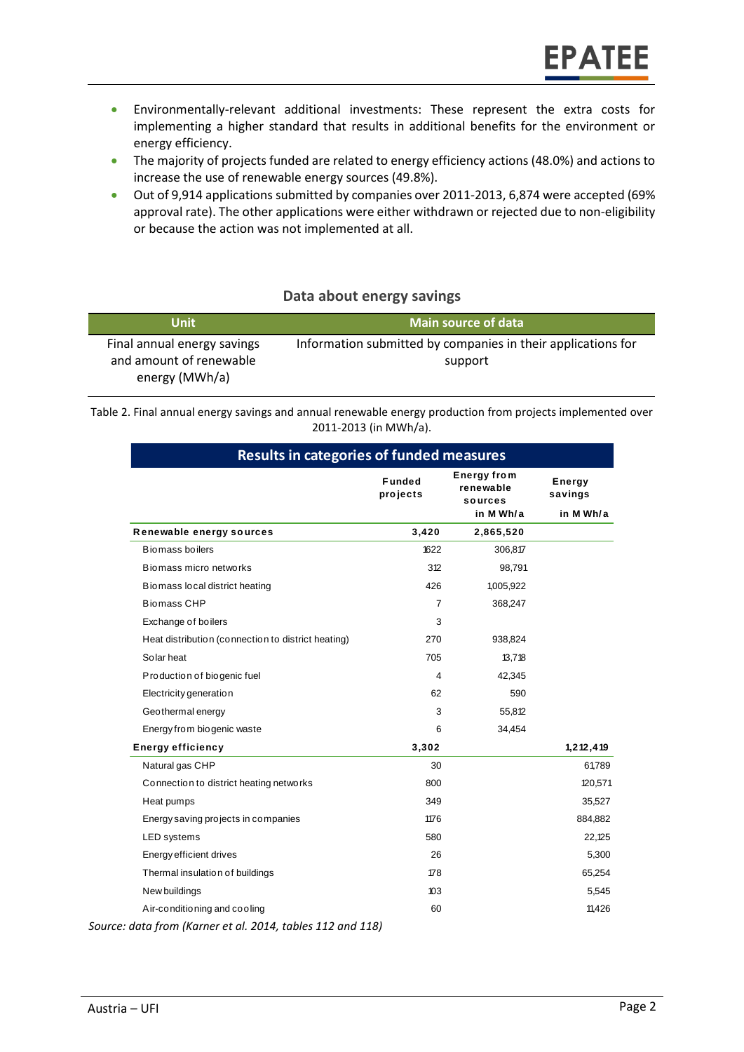- Environmentally-relevant additional investments: These represent the extra costs for implementing a higher standard that results in additional benefits for the environment or energy efficiency.
- The majority of projects funded are related to energy efficiency actions (48.0%) and actions to increase the use of renewable energy sources (49.8%).
- Out of 9,914 applications submitted by companies over 2011-2013, 6,874 were accepted (69% approval rate). The other applications were either withdrawn or rejected due to non-eligibility or because the action was not implemented at all.

## Data about energy savings

| Unit | Main source of data |
|---|---|
| Final annual energy savings and amount of renewable energy (MWh/a) | Information submitted by companies in their applications for support |

Table 2. Final annual energy savings and annual renewable energy production from projects implemented over 2011-2013 (in MWh/a).

| Results in categories of funded measures | Funded projects | Energy from renewable sources in MWh/a | Energy savings in MWh/a |
|---|---|---|---|
| **Renewable energy sources** | **3,420** | **2,865,520** | |
| Biomass boilers | 1622 | 306,817 | |
| Biomass micro networks | 312 | 98,791 | |
| Biomass local district heating | 426 | 1,005,922 | |
| Biomass CHP | 7 | 368,247 | |
| Exchange of boilers | 3 | | |
| Heat distribution (connection to district heating) | 270 | 938,824 | |
| Solar heat | 705 | 13,718 | |
| Production of biogenic fuel | 4 | 42,345 | |
| Electricity generation | 62 | 590 | |
| Geothermal energy | 3 | 55,812 | |
| Energy from biogenic waste | 6 | 34,454 | |
| **Energy efficiency** | **3,302** | | **1,212,419** |
| Natural gas CHP | 30 | | 61,789 |
| Connection to district heating networks | 800 | | 120,571 |
| Heat pumps | 349 | | 35,527 |
| Energy saving projects in companies | 1176 | | 884,882 |
| LED systems | 580 | | 22,125 |
| Energy efficient drives | 26 | | 5,300 |
| Thermal insulation of buildings | 178 | | 65,254 |
| New buildings | 103 | | 5,545 |
| Air-conditioning and cooling | 60 | | 11,426 |

*Source: data from (Karner et al. 2014, tables 112 and 118)*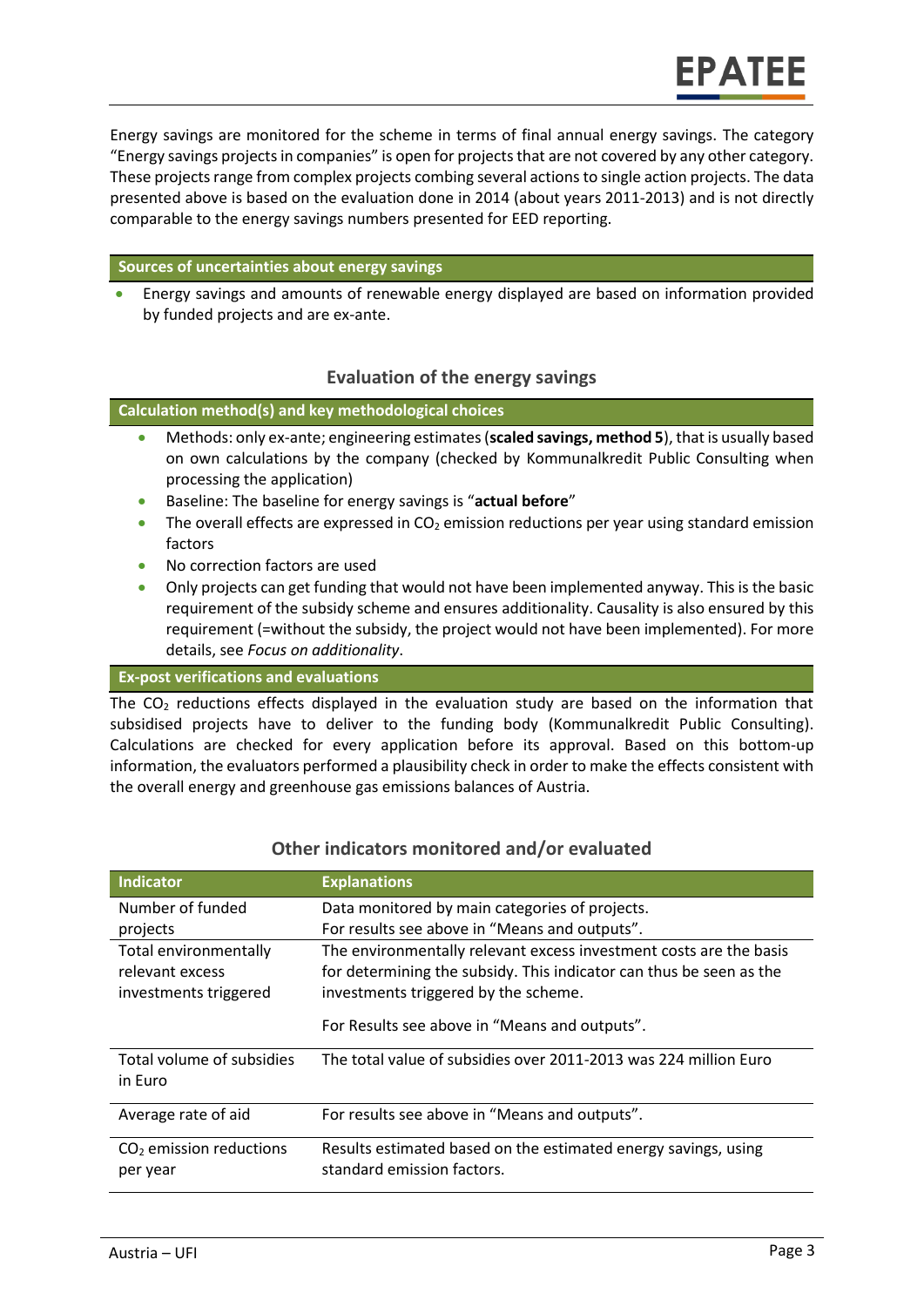Energy savings are monitored for the scheme in terms of final annual energy savings. The category "Energy savings projects in companies" is open for projects that are not covered by any other category. These projects range from complex projects combining several actions to single action projects. The data presented above is based on the evaluation done in 2014 (about years 2011-2013) and is not directly comparable to the energy savings numbers presented for EED reporting.

### Sources of uncertainties about energy savings

- Energy savings and amounts of renewable energy displayed are based on information provided by funded projects and are ex-ante.

## Evaluation of the energy savings

### Calculation method(s) and key methodological choices

- Methods: only ex-ante; engineering estimates (**scaled savings, method 5**), that is usually based on own calculations by the company (checked by Kommunalkredit Public Consulting when processing the application)
- Baseline: The baseline for energy savings is "**actual before**"
- The overall effects are expressed in $CO_2$ emission reductions per year using standard emission factors
- No correction factors are used
- Only projects can get funding that would not have been implemented anyway. This is the basic requirement of the subsidy scheme and ensures additionality. Causality is also ensured by this requirement (=without the subsidy, the project would not have been implemented). For more details, see *Focus on additionality*.

### Ex-post verifications and evaluations

The $CO_2$ reductions effects displayed in the evaluation study are based on the information that subsidised projects have to deliver to the funding body (Kommunalkredit Public Consulting). Calculations are checked for every application before its approval. Based on this bottom-up information, the evaluators performed a plausibility check in order to make the effects consistent with the overall energy and greenhouse gas emissions balances of Austria.

## Other indicators monitored and/or evaluated

| Indicator | Explanations |
| --- | --- |
| Number of funded projects | Data monitored by main categories of projects. For results see above in "Means and outputs". |
| Total environmentally relevant excess investments triggered | The environmentally relevant excess investment costs are the basis for determining the subsidy. This indicator can thus be seen as the investments triggered by the scheme. For Results see above in "Means and outputs". |
| Total volume of subsidies in Euro | The total value of subsidies over 2011-2013 was 224 million Euro |
| Average rate of aid | For results see above in "Means and outputs". |
| $CO_2$ emission reductions per year | Results estimated based on the estimated energy savings, using standard emission factors. |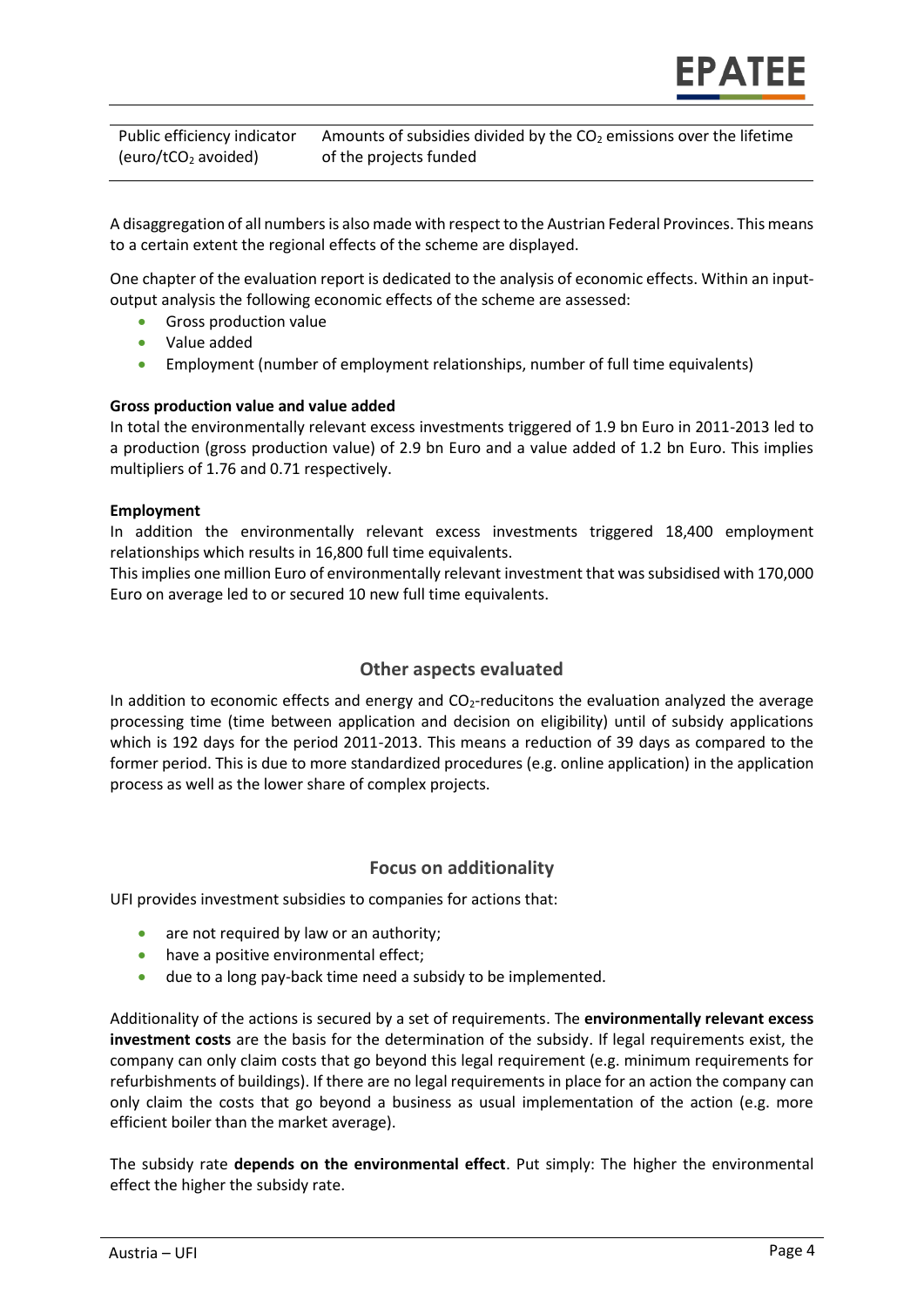| Public efficiency indicator (euro/t$CO_2$ avoided) | Amounts of subsidies divided by the $CO_2$ emissions over the lifetime of the projects funded |
|---|---|

A disaggregation of all numbers is also made with respect to the Austrian Federal Provinces. This means to a certain extent the regional effects of the scheme are displayed.

One chapter of the evaluation report is dedicated to the analysis of economic effects. Within an input-output analysis the following economic effects of the scheme are assessed:

- Gross production value
- Value added
- Employment (number of employment relationships, number of full time equivalents)

**Gross production value and value added**

In total the environmentally relevant excess investments triggered of 1.9 bn Euro in 2011-2013 led to a production (gross production value) of 2.9 bn Euro and a value added of 1.2 bn Euro. This implies multipliers of 1.76 and 0.71 respectively.

**Employment**

In addition the environmentally relevant excess investments triggered 18,400 employment relationships which results in 16,800 full time equivalents.

This implies one million Euro of environmentally relevant investment that was subsidised with 170,000 Euro on average led to or secured 10 new full time equivalents.

## Other aspects evaluated

In addition to economic effects and energy and $CO_2$-reducitons the evaluation analyzed the average processing time (time between application and decision on eligibility) until of subsidy applications which is 192 days for the period 2011-2013. This means a reduction of 39 days as compared to the former period. This is due to more standardized procedures (e.g. online application) in the application process as well as the lower share of complex projects.

## Focus on additionality

UFI provides investment subsidies to companies for actions that:

- are not required by law or an authority;
- have a positive environmental effect;
- due to a long pay-back time need a subsidy to be implemented.

Additionality of the actions is secured by a set of requirements. The **environmentally relevant excess investment costs** are the basis for the determination of the subsidy. If legal requirements exist, the company can only claim costs that go beyond this legal requirement (e.g. minimum requirements for refurbishments of buildings). If there are no legal requirements in place for an action the company can only claim the costs that go beyond a business as usual implementation of the action (e.g. more efficient boiler than the market average).

The subsidy rate **depends on the environmental effect**. Put simply: The higher the environmental effect the higher the subsidy rate.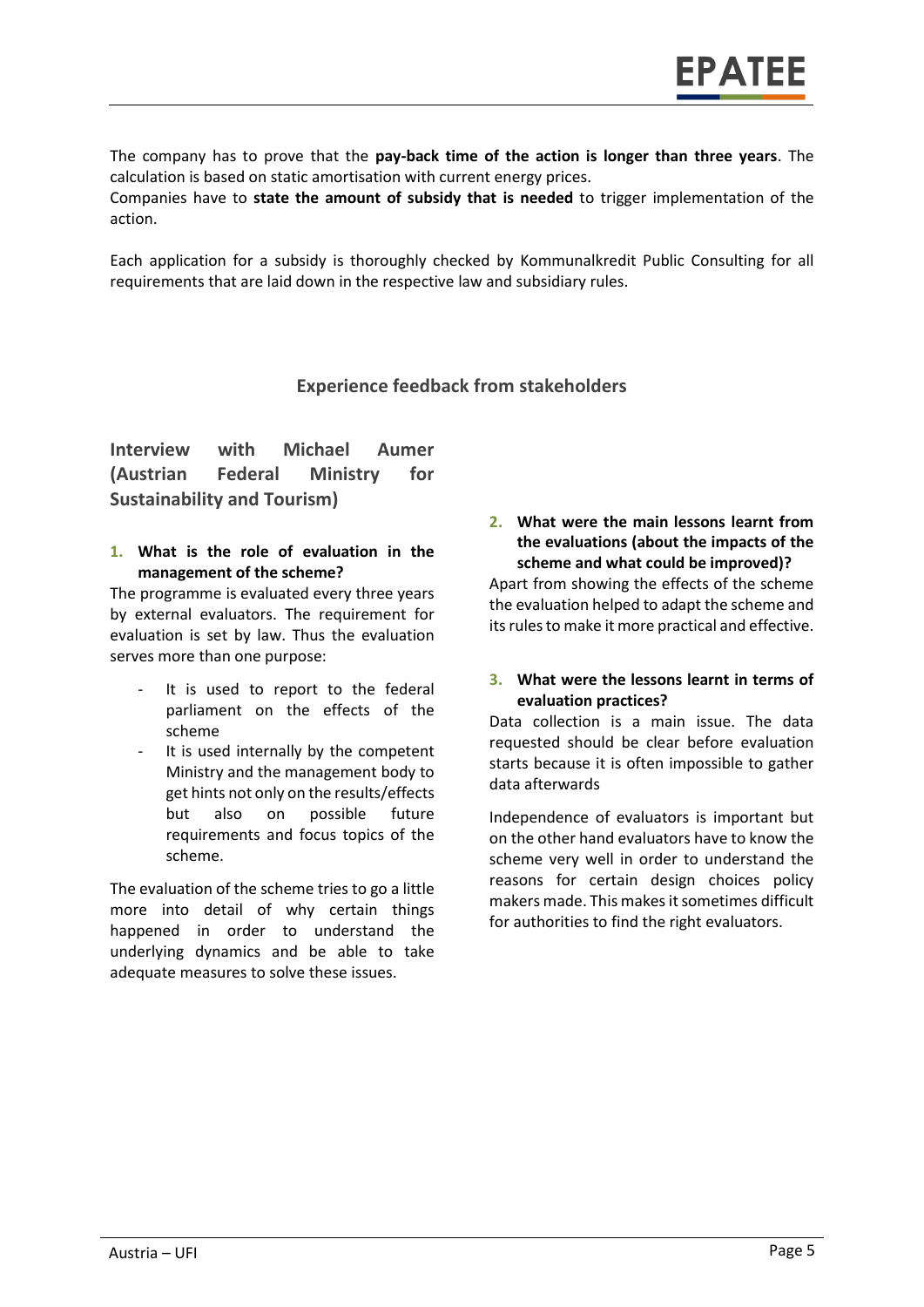The company has to prove that the **pay-back time of the action is longer than three years**. The calculation is based on static amortisation with current energy prices.
Companies have to **state the amount of subsidy that is needed** to trigger implementation of the action.

Each application for a subsidy is thoroughly checked by Kommunalkredit Public Consulting for all requirements that are laid down in the respective law and subsidiary rules.

## Experience feedback from stakeholders

### Interview with Michael Aumer (Austrian Federal Ministry for Sustainability and Tourism)

**1. What is the role of evaluation in the management of the scheme?**

The programme is evaluated every three years by external evaluators. The requirement for evaluation is set by law. Thus the evaluation serves more than one purpose:

- It is used to report to the federal parliament on the effects of the scheme
- It is used internally by the competent Ministry and the management body to get hints not only on the results/effects but also on possible future requirements and focus topics of the scheme.

The evaluation of the scheme tries to go a little more into detail of why certain things happened in order to understand the underlying dynamics and be able to take adequate measures to solve these issues.

**2. What were the main lessons learnt from the evaluations (about the impacts of the scheme and what could be improved)?**

Apart from showing the effects of the scheme the evaluation helped to adapt the scheme and its rules to make it more practical and effective.

**3. What were the lessons learnt in terms of evaluation practices?**

Data collection is a main issue. The data requested should be clear before evaluation starts because it is often impossible to gather data afterwards

Independence of evaluators is important but on the other hand evaluators have to know the scheme very well in order to understand the reasons for certain design choices policy makers made. This makes it sometimes difficult for authorities to find the right evaluators.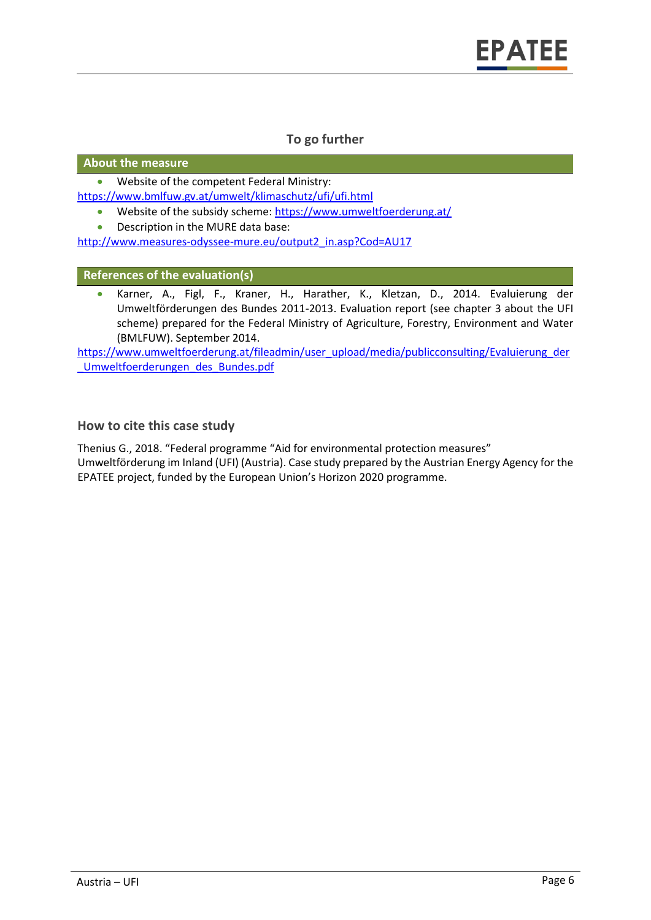## To go further

### About the measure

- Website of the competent Federal Ministry:
https://www.bmlfuw.gv.at/umwelt/klimaschutz/ufi/ufi.html
- Website of the subsidy scheme: https://www.umweltfoerderung.at/
- Description in the MURE data base:
http://www.measures-odyssee-mure.eu/output2_in.asp?Cod=AU17

### References of the evaluation(s)

- Karner, A., Figl, F., Kraner, H., Harather, K., Kletzan, D., 2014. Evaluierung der Umweltförderungen des Bundes 2011-2013. Evaluation report (see chapter 3 about the UFI scheme) prepared for the Federal Ministry of Agriculture, Forestry, Environment and Water (BMLFUW). September 2014.

https://www.umweltfoerderung.at/fileadmin/user_upload/media/publicconsulting/Evaluierung_der_Umweltfoerderungen_des_Bundes.pdf

### How to cite this case study

Thenius G., 2018. “Federal programme “Aid for environmental protection measures” Umweltförderung im Inland (UFI) (Austria). Case study prepared by the Austrian Energy Agency for the EPATEE project, funded by the European Union’s Horizon 2020 programme.